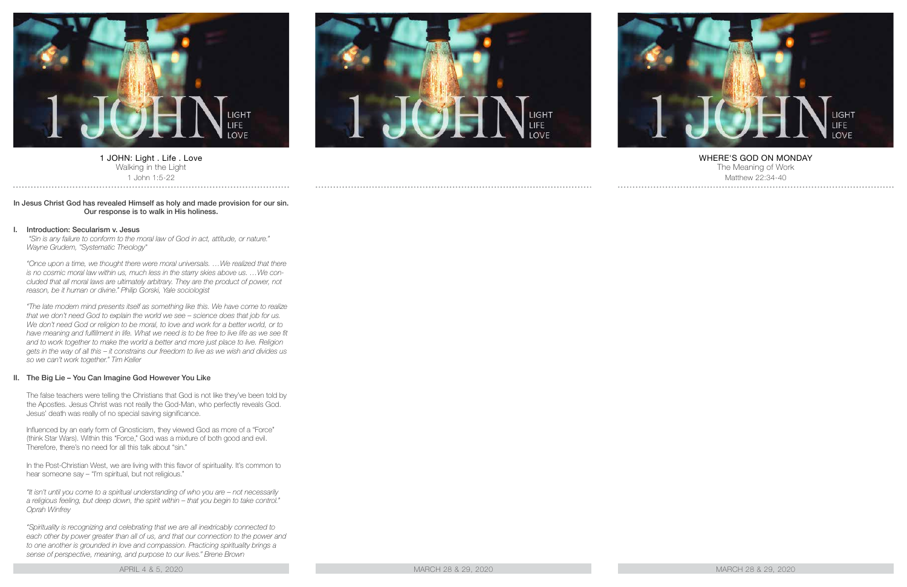1 JOHN: Light . Life . Love

Walking in the Light

1 John 1:5-22

**In Jesus Christ God has revealed Himself as holy and made provision for our sin. Our response is to walk in His holiness.**

## I. Introduction: Secularism v. Jesus

*"Sin is any failure to conform to the moral law of God in act, attitude, or nature." Wayne Grudem, "Systematic Theology"*

*"Once upon a time, we thought there were moral universals. …We realized that there is no cosmic moral law within us, much less in the starry skies above us. …We concluded that all moral laws are ultimately arbitrary. They are the product of power, not reason, be it human or divine." Philip Gorski, Yale sociologist*

*"The late modern mind presents itself as something like this. We have come to realize that we don't need God to explain the world we see – science does that job for us. We don't need God or religion to be moral, to love and work for a better world, or to have meaning and fulfillment in life. What we need is to be free to live life as we see fit and to work together to make the world a better and more just place to live. Religion gets in the way of all this – it constrains our freedom to live as we wish and divides us so we can't work together." Tim Keller*

## II. The Big Lie – You Can Imagine God However You Like

The false teachers were telling the Christians that God is not like they've been told by the Apostles. Jesus Christ was not really the God-Man, who perfectly reveals God. Jesus' death was really of no special saving significance.

Influenced by an early form of Gnosticism, they viewed God as more of a "Force" (think Star Wars). Within this "Force," God was a mixture of both good and evil. Therefore, there's no need for all this talk about "sin."

In the Post-Christian West, we are living with this flavor of spirituality. It's common to hear someone say – "I'm spiritual, but not religious."

*"It isn't until you come to a spiritual understanding of who you are – not necessarily a religious feeling, but deep down, the spirit within – that you begin to take control." Oprah Winfrey*

*"Spirituality is recognizing and celebrating that we are all inextricably connected to each other by power greater than all of us, and that our connection to the power and to one another is grounded in love and compassion. Practicing spirituality brings a sense of perspective, meaning, and purpose to our lives." Brene Brown*

APRIL 4 & 5, 2020

MARCH 28 & 29, 2020

WHERE'S GOD ON MONDAY

The Meaning of Work

Matthew 22:34-40

MARCH 28 & 29, 2020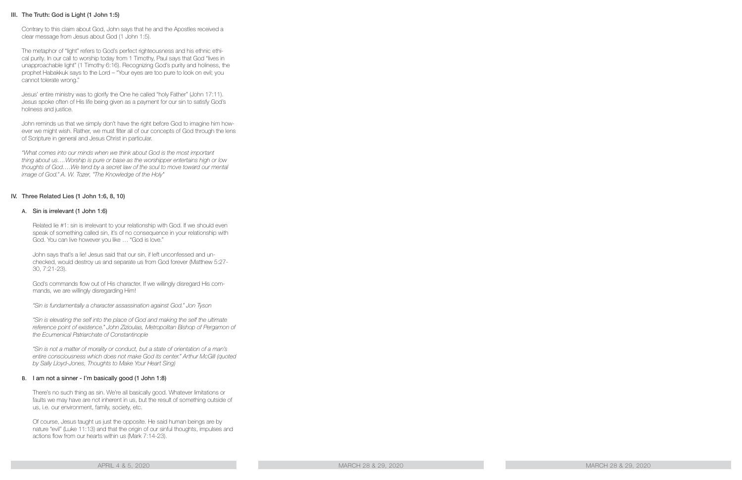## III. The Truth: God is Light (1 John 1:5)

Contrary to this claim about God, John says that he and the Apostles received a clear message from Jesus about God (1 John 1:5).

The metaphor of "light" refers to God's perfect righteousness and his ethnic ethical purity. In our call to worship today from 1 Timothy, Paul says that God "lives in unapproachable light" (1 Timothy 6:16). Recognizing God's purity and holiness, the prophet Habakkuk says to the Lord – "Your eyes are too pure to look on evil; you cannot tolerate wrong."

Jesus' entire ministry was to glorify the One he called "holy Father" (John 17:11). Jesus spoke often of His life being given as a payment for our sin to satisfy God's holiness and justice.

John reminds us that we simply don't have the right before God to imagine him however we might wish. Rather, we must filter all of our concepts of God through the lens of Scripture in general and Jesus Christ in particular.

*"What comes into our minds when we think about God is the most important thing about us….Worship is pure or base as the worshipper entertains high or low thoughts of God….We tend by a secret law of the soul to move toward our mental image of God." A. W. Tozer, "The Knowledge of the Holy"*

## IV. Three Related Lies (1 John 1:6, 8, 10)

### A. Sin is irrelevant (1 John 1:6)

Related lie #1: sin is irrelevant to your relationship with God. If we should even speak of something called sin, it's of no consequence in your relationship with God. You can live however you like … "God is love."

John says that's a lie! Jesus said that our sin, if left unconfessed and unchecked, would destroy us and separate us from God forever (Matthew 5:27-30, 7:21-23).

God's commands flow out of His character. If we willingly disregard His commands, we are willingly disregarding Him!

*"Sin is fundamentally a character assassination against God." Jon Tyson*

*"Sin is elevating the self into the place of God and making the self the ultimate reference point of existence." John Zizioulas, Metropolitan Bishop of Pergamon of the Ecumenical Patriarchate of Constantinople*

*"Sin is not a matter of morality or conduct, but a state of orientation of a man's entire consciousness which does not make God its center." Arthur McGill (quoted by Sally Lloyd-Jones, Thoughts to Make Your Heart Sing)*

### B. I am not a sinner - I'm basically good (1 John 1:8)

There's no such thing as sin. We're all basically good. Whatever limitations or faults we may have are not inherent in us, but the result of something outside of us, i.e. our environment, family, society, etc.

Of course, Jesus taught us just the opposite. He said human beings are by nature "evil" (Luke 11:13) and that the origin of our sinful thoughts, impulses and actions flow from our hearts within us (Mark 7:14-23).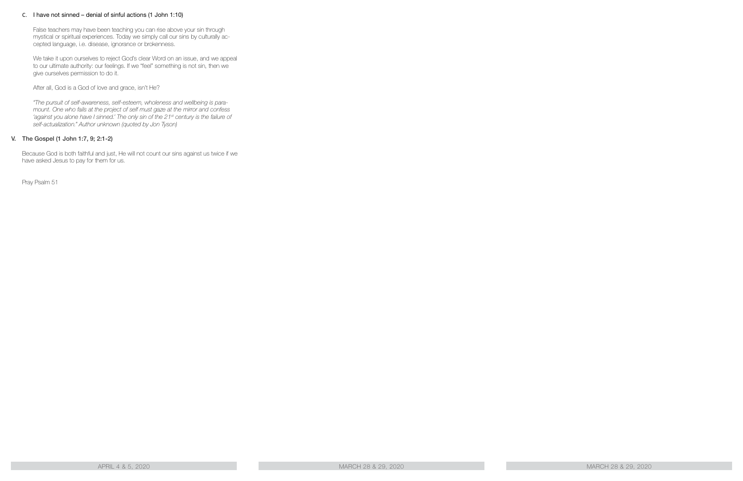C. I have not sinned – denial of sinful actions (1 John 1:10)

False teachers may have been teaching you can rise above your sin through mystical or spiritual experiences. Today we simply call our sins by culturally accepted language, i.e. disease, ignorance or brokenness.

We take it upon ourselves to reject God's clear Word on an issue, and we appeal to our ultimate authority: our feelings. If we "feel" something is not sin, then we give ourselves permission to do it.

After all, God is a God of love and grace, isn't He?

*"The pursuit of self-awareness, self-esteem, wholeness and wellbeing is paramount. One who fails at the project of self must gaze at the mirror and confess 'against you alone have I sinned.' The only sin of the 21st century is the failure of self-actualization." Author unknown (quoted by Jon Tyson)*

## V. The Gospel (1 John 1:7, 9; 2:1-2)

Because God is both faithful and just, He will not count our sins against us twice if we have asked Jesus to pay for them for us.

Pray Psalm 51